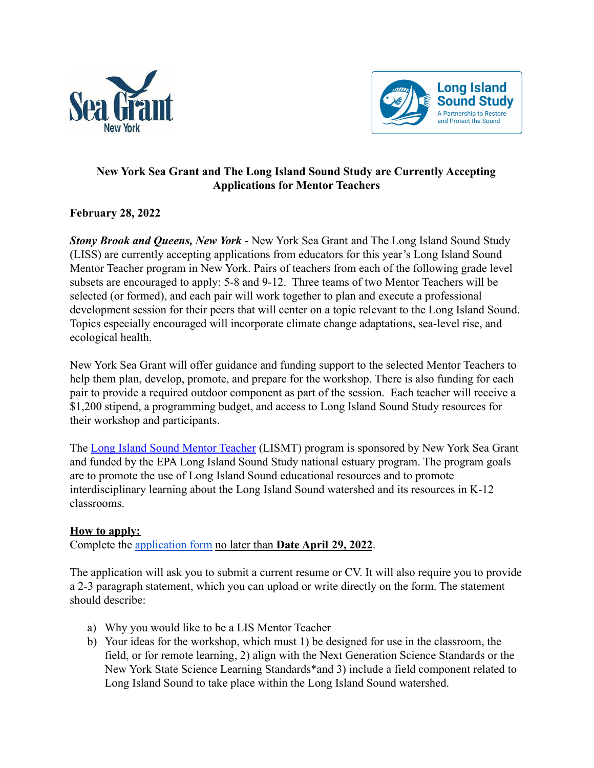**New York Sea Grant and The Long Island Sound Study are Currently Accepting Applications for Mentor Teachers**

**February 28, 2022**

***Stony Brook and Queens, New York*** - New York Sea Grant and The Long Island Sound Study (LISS) are currently accepting applications from educators for this year's Long Island Sound Mentor Teacher program in New York. Pairs of teachers from each of the following grade level subsets are encouraged to apply: 5-8 and 9-12. Three teams of two Mentor Teachers will be selected (or formed), and each pair will work together to plan and execute a professional development session for their peers that will center on a topic relevant to the Long Island Sound. Topics especially encouraged will incorporate climate change adaptations, sea-level rise, and ecological health.

New York Sea Grant will offer guidance and funding support to the selected Mentor Teachers to help them plan, develop, promote, and prepare for the workshop. There is also funding for each pair to provide a required outdoor component as part of the session. Each teacher will receive a $1,200 stipend, a programming budget, and access to Long Island Sound Study resources for their workshop and participants.

The Long Island Sound Mentor Teacher (LISMT) program is sponsored by New York Sea Grant and funded by the EPA Long Island Sound Study national estuary program. The program goals are to promote the use of Long Island Sound educational resources and to promote interdisciplinary learning about the Long Island Sound watershed and its resources in K-12 classrooms.

**How to apply:**

Complete the application form no later than **Date April 29, 2022**.

The application will ask you to submit a current resume or CV. It will also require you to provide a 2-3 paragraph statement, which you can upload or write directly on the form. The statement should describe:

a) Why you would like to be a LIS Mentor Teacher
b) Your ideas for the workshop, which must 1) be designed for use in the classroom, the field, or for remote learning, 2) align with the Next Generation Science Standards or the New York State Science Learning Standards*and 3) include a field component related to Long Island Sound to take place within the Long Island Sound watershed.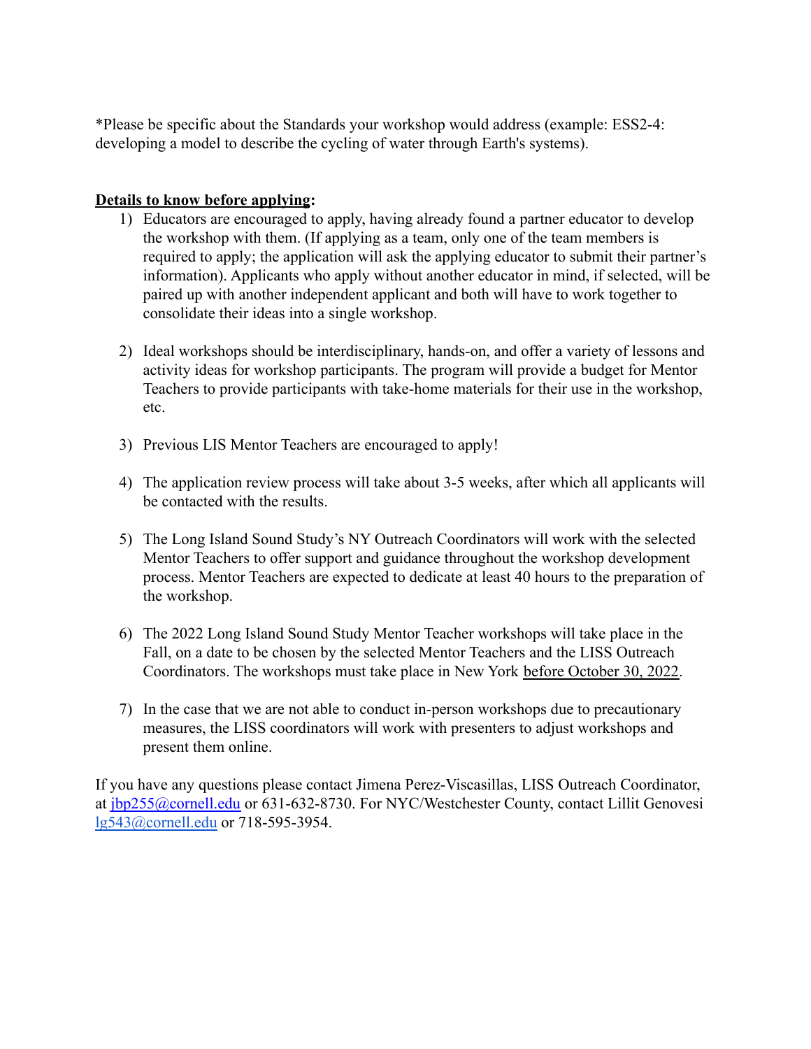*Please be specific about the Standards your workshop would address (example: ESS2-4: developing a model to describe the cycling of water through Earth's systems).

**<u>Details to know before applying</u>:**

1) Educators are encouraged to apply, having already found a partner educator to develop the workshop with them. (If applying as a team, only one of the team members is required to apply; the application will ask the applying educator to submit their partner's information). Applicants who apply without another educator in mind, if selected, will be paired up with another independent applicant and both will have to work together to consolidate their ideas into a single workshop.

2) Ideal workshops should be interdisciplinary, hands-on, and offer a variety of lessons and activity ideas for workshop participants. The program will provide a budget for Mentor Teachers to provide participants with take-home materials for their use in the workshop, etc.

3) Previous LIS Mentor Teachers are encouraged to apply!

4) The application review process will take about 3-5 weeks, after which all applicants will be contacted with the results.

5) The Long Island Sound Study's NY Outreach Coordinators will work with the selected Mentor Teachers to offer support and guidance throughout the workshop development process. Mentor Teachers are expected to dedicate at least 40 hours to the preparation of the workshop.

6) The 2022 Long Island Sound Study Mentor Teacher workshops will take place in the Fall, on a date to be chosen by the selected Mentor Teachers and the LISS Outreach Coordinators. The workshops must take place in New York <u>before October 30, 2022</u>.

7) In the case that we are not able to conduct in-person workshops due to precautionary measures, the LISS coordinators will work with presenters to adjust workshops and present them online.

If you have any questions please contact Jimena Perez-Viscasillas, LISS Outreach Coordinator, at jbp255@cornell.edu or 631-632-8730. For NYC/Westchester County, contact Lillit Genovesi lg543@cornell.edu or 718-595-3954.